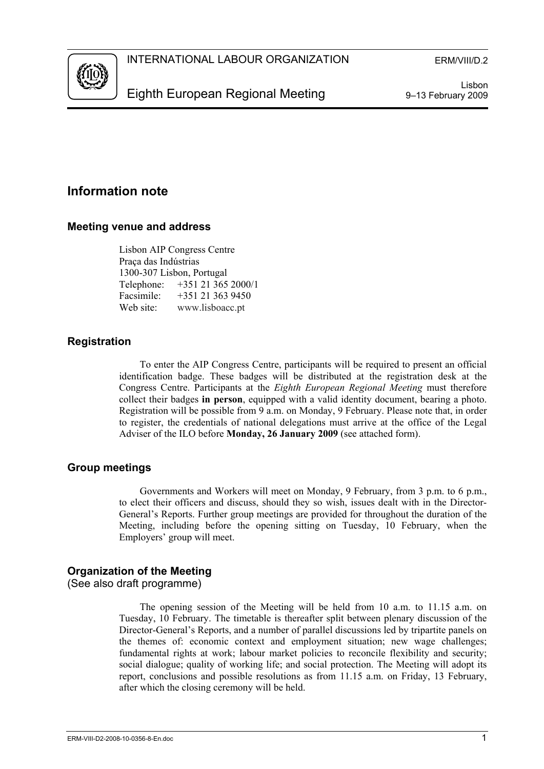INTERNATIONAL LABOUR ORGANIZATION

ERM/VIII/D.2

# Eighth European Regional Meeting

Lisbon
9–13 February 2009

## Information note

### Meeting venue and address

Lisbon AIP Congress Centre
Praça das Indústrias
1300-307 Lisbon, Portugal
Telephone: +351 21 365 2000/1
Facsimile: +351 21 363 9450
Web site: www.lisboacc.pt

### Registration

To enter the AIP Congress Centre, participants will be required to present an official identification badge. These badges will be distributed at the registration desk at the Congress Centre. Participants at the *Eighth European Regional Meeting* must therefore collect their badges **in person**, equipped with a valid identity document, bearing a photo. Registration will be possible from 9 a.m. on Monday, 9 February. Please note that, in order to register, the credentials of national delegations must arrive at the office of the Legal Adviser of the ILO before **Monday, 26 January 2009** (see attached form).

### Group meetings

Governments and Workers will meet on Monday, 9 February, from 3 p.m. to 6 p.m., to elect their officers and discuss, should they so wish, issues dealt with in the Director-General's Reports. Further group meetings are provided for throughout the duration of the Meeting, including before the opening sitting on Tuesday, 10 February, when the Employers' group will meet.

### Organization of the Meeting

(See also draft programme)

The opening session of the Meeting will be held from 10 a.m. to 11.15 a.m. on Tuesday, 10 February. The timetable is thereafter split between plenary discussion of the Director-General's Reports, and a number of parallel discussions led by tripartite panels on the themes of: economic context and employment situation; new wage challenges; fundamental rights at work; labour market policies to reconcile flexibility and security; social dialogue; quality of working life; and social protection. The Meeting will adopt its report, conclusions and possible resolutions as from 11.15 a.m. on Friday, 13 February, after which the closing ceremony will be held.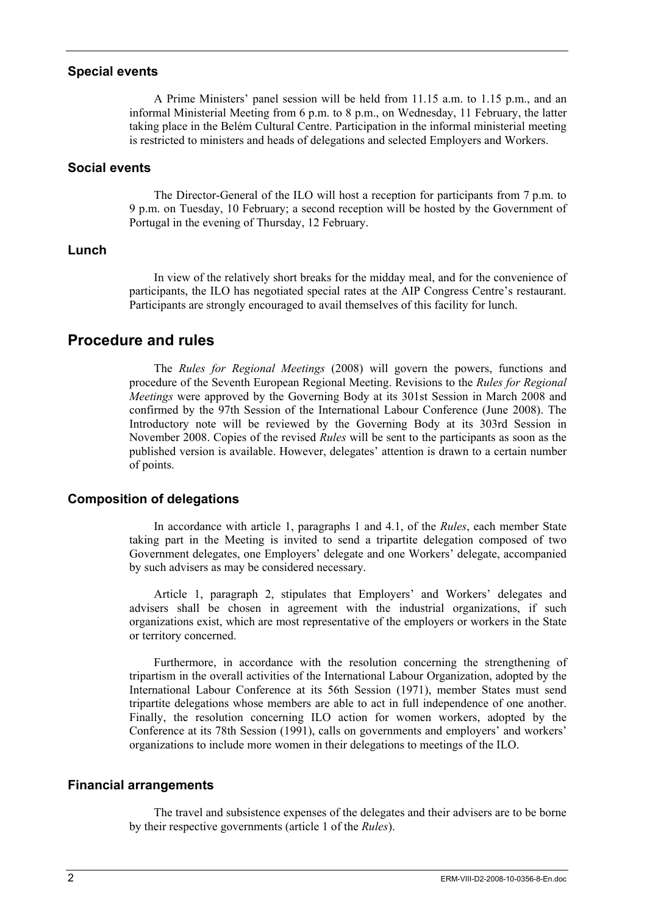### Special events

A Prime Ministers' panel session will be held from 11.15 a.m. to 1.15 p.m., and an informal Ministerial Meeting from 6 p.m. to 8 p.m., on Wednesday, 11 February, the latter taking place in the Belém Cultural Centre. Participation in the informal ministerial meeting is restricted to ministers and heads of delegations and selected Employers and Workers.

### Social events

The Director-General of the ILO will host a reception for participants from 7 p.m. to 9 p.m. on Tuesday, 10 February; a second reception will be hosted by the Government of Portugal in the evening of Thursday, 12 February.

### Lunch

In view of the relatively short breaks for the midday meal, and for the convenience of participants, the ILO has negotiated special rates at the AIP Congress Centre's restaurant. Participants are strongly encouraged to avail themselves of this facility for lunch.

## Procedure and rules

The *Rules for Regional Meetings* (2008) will govern the powers, functions and procedure of the Seventh European Regional Meeting. Revisions to the *Rules for Regional Meetings* were approved by the Governing Body at its 301st Session in March 2008 and confirmed by the 97th Session of the International Labour Conference (June 2008). The Introductory note will be reviewed by the Governing Body at its 303rd Session in November 2008. Copies of the revised *Rules* will be sent to the participants as soon as the published version is available. However, delegates' attention is drawn to a certain number of points.

### Composition of delegations

In accordance with article 1, paragraphs 1 and 4.1, of the *Rules*, each member State taking part in the Meeting is invited to send a tripartite delegation composed of two Government delegates, one Employers' delegate and one Workers' delegate, accompanied by such advisers as may be considered necessary.

Article 1, paragraph 2, stipulates that Employers' and Workers' delegates and advisers shall be chosen in agreement with the industrial organizations, if such organizations exist, which are most representative of the employers or workers in the State or territory concerned.

Furthermore, in accordance with the resolution concerning the strengthening of tripartism in the overall activities of the International Labour Organization, adopted by the International Labour Conference at its 56th Session (1971), member States must send tripartite delegations whose members are able to act in full independence of one another. Finally, the resolution concerning ILO action for women workers, adopted by the Conference at its 78th Session (1991), calls on governments and employers' and workers' organizations to include more women in their delegations to meetings of the ILO.

### Financial arrangements

The travel and subsistence expenses of the delegates and their advisers are to be borne by their respective governments (article 1 of the *Rules*).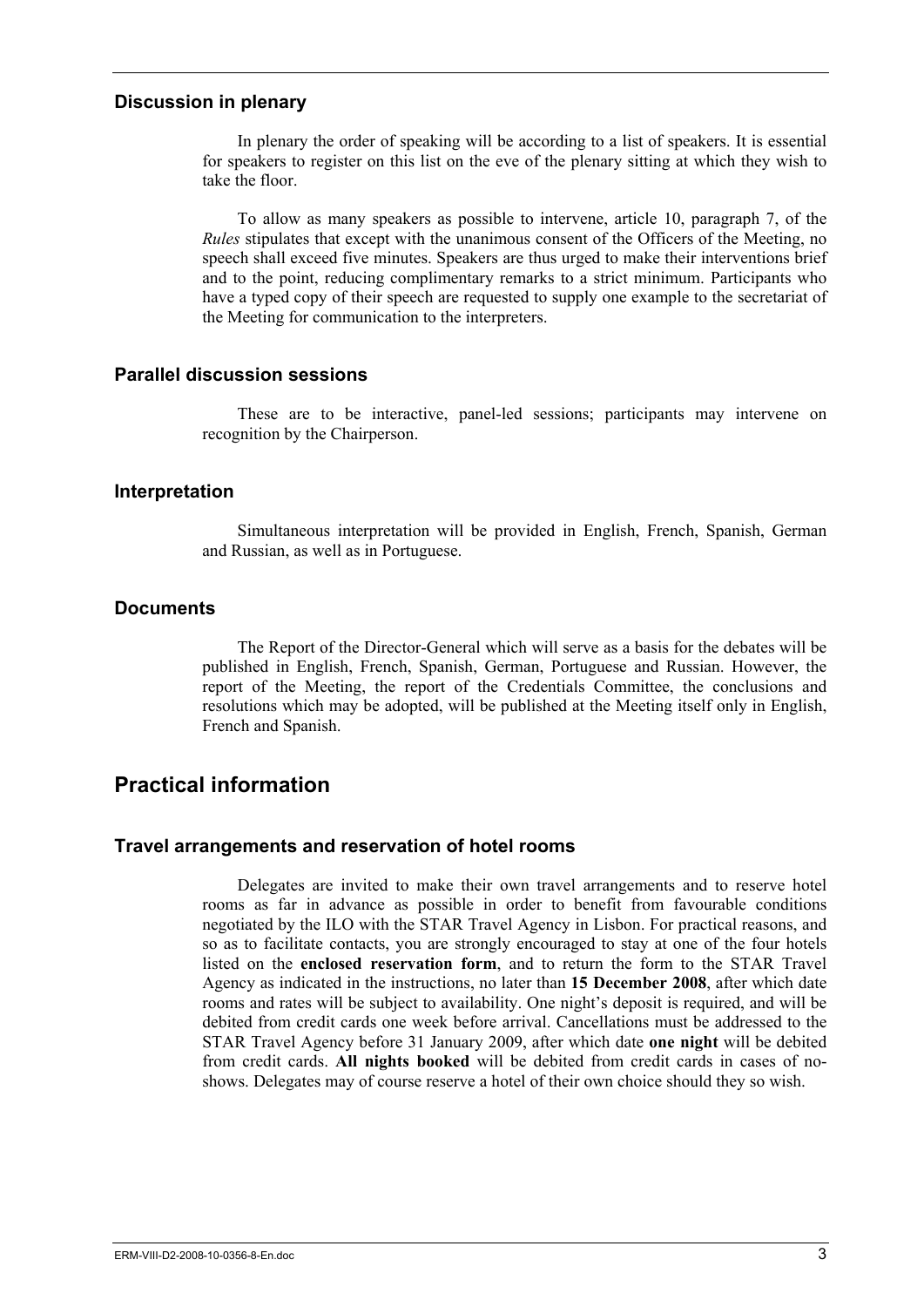### Discussion in plenary

In plenary the order of speaking will be according to a list of speakers. It is essential for speakers to register on this list on the eve of the plenary sitting at which they wish to take the floor.

To allow as many speakers as possible to intervene, article 10, paragraph 7, of the *Rules* stipulates that except with the unanimous consent of the Officers of the Meeting, no speech shall exceed five minutes. Speakers are thus urged to make their interventions brief and to the point, reducing complimentary remarks to a strict minimum. Participants who have a typed copy of their speech are requested to supply one example to the secretariat of the Meeting for communication to the interpreters.

### Parallel discussion sessions

These are to be interactive, panel-led sessions; participants may intervene on recognition by the Chairperson.

### Interpretation

Simultaneous interpretation will be provided in English, French, Spanish, German and Russian, as well as in Portuguese.

### Documents

The Report of the Director-General which will serve as a basis for the debates will be published in English, French, Spanish, German, Portuguese and Russian. However, the report of the Meeting, the report of the Credentials Committee, the conclusions and resolutions which may be adopted, will be published at the Meeting itself only in English, French and Spanish.

## Practical information

### Travel arrangements and reservation of hotel rooms

Delegates are invited to make their own travel arrangements and to reserve hotel rooms as far in advance as possible in order to benefit from favourable conditions negotiated by the ILO with the STAR Travel Agency in Lisbon. For practical reasons, and so as to facilitate contacts, you are strongly encouraged to stay at one of the four hotels listed on the **enclosed reservation form**, and to return the form to the STAR Travel Agency as indicated in the instructions, no later than **15 December 2008**, after which date rooms and rates will be subject to availability. One night's deposit is required, and will be debited from credit cards one week before arrival. Cancellations must be addressed to the STAR Travel Agency before 31 January 2009, after which date **one night** will be debited from credit cards. **All nights booked** will be debited from credit cards in cases of no-shows. Delegates may of course reserve a hotel of their own choice should they so wish.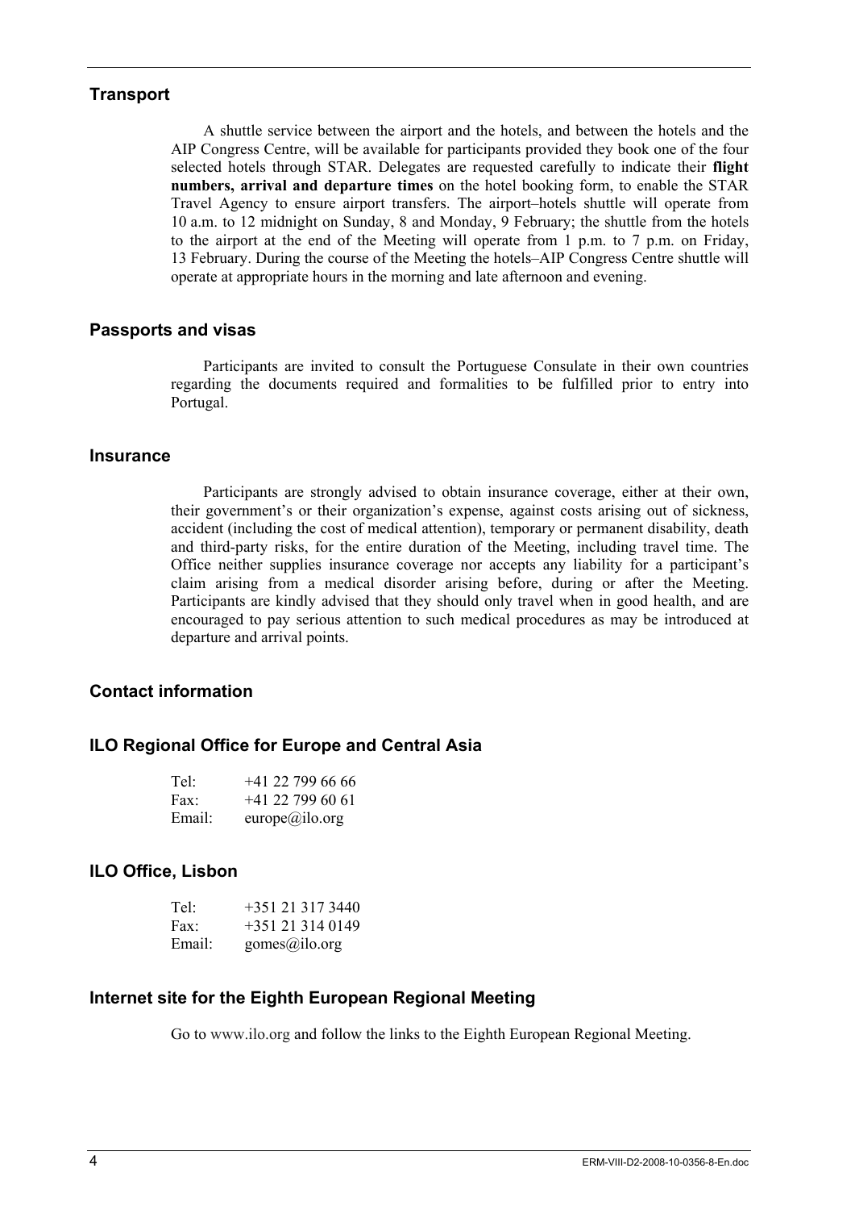## Transport

A shuttle service between the airport and the hotels, and between the hotels and the AIP Congress Centre, will be available for participants provided they book one of the four selected hotels through STAR. Delegates are requested carefully to indicate their **flight numbers, arrival and departure times** on the hotel booking form, to enable the STAR Travel Agency to ensure airport transfers. The airport–hotels shuttle will operate from 10 a.m. to 12 midnight on Sunday, 8 and Monday, 9 February; the shuttle from the hotels to the airport at the end of the Meeting will operate from 1 p.m. to 7 p.m. on Friday, 13 February. During the course of the Meeting the hotels–AIP Congress Centre shuttle will operate at appropriate hours in the morning and late afternoon and evening.

## Passports and visas

Participants are invited to consult the Portuguese Consulate in their own countries regarding the documents required and formalities to be fulfilled prior to entry into Portugal.

## Insurance

Participants are strongly advised to obtain insurance coverage, either at their own, their government's or their organization's expense, against costs arising out of sickness, accident (including the cost of medical attention), temporary or permanent disability, death and third-party risks, for the entire duration of the Meeting, including travel time. The Office neither supplies insurance coverage nor accepts any liability for a participant's claim arising from a medical disorder arising before, during or after the Meeting. Participants are kindly advised that they should only travel when in good health, and are encouraged to pay serious attention to such medical procedures as may be introduced at departure and arrival points.

## Contact information

### ILO Regional Office for Europe and Central Asia

| | |
|---|---|
| Tel: | +41 22 799 66 66 |
| Fax: | +41 22 799 60 61 |
| Email: | europe@ilo.org |

### ILO Office, Lisbon

| | |
|---|---|
| Tel: | +351 21 317 3440 |
| Fax: | +351 21 314 0149 |
| Email: | gomes@ilo.org |

### Internet site for the Eighth European Regional Meeting

Go to www.ilo.org and follow the links to the Eighth European Regional Meeting.